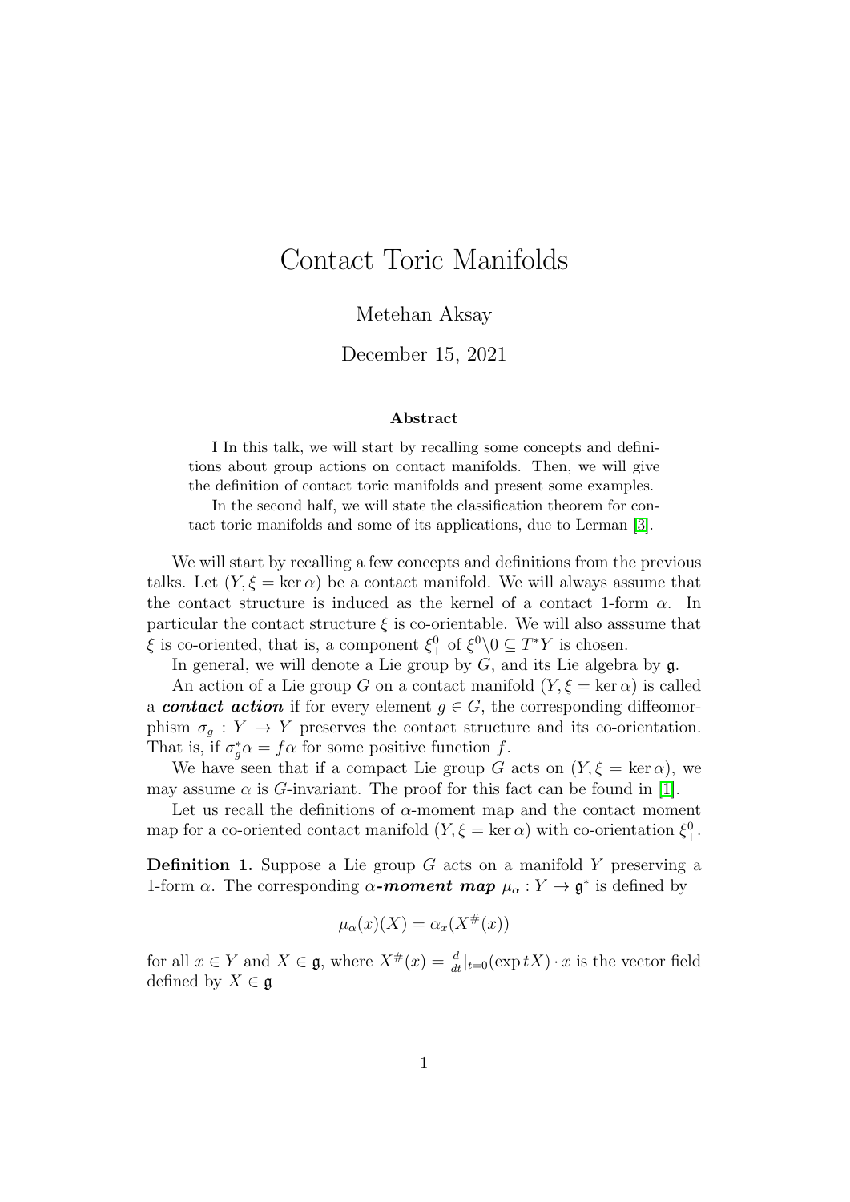# Contact Toric Manifolds

Metehan Aksay

December 15, 2021

### Abstract

I In this talk, we will start by recalling some concepts and definitions about group actions on contact manifolds. Then, we will give the definition of contact toric manifolds and present some examples.

In the second half, we will state the classification theorem for contact toric manifolds and some of its applications, due to Lerman [3].

We will start by recalling a few concepts and definitions from the previous talks. Let $(Y, \xi = \ker \alpha)$ be a contact manifold. We will always assume that the contact structure is induced as the kernel of a contact 1-form $\alpha$. In particular the contact structure $\xi$ is co-orientable. We will also asssume that $\xi$ is co-oriented, that is, a component $\xi^0_+$ of $\xi^0 \backslash 0 \subseteq T^*Y$ is chosen.

In general, we will denote a Lie group by $G$, and its Lie algebra by $\mathfrak{g}$.

An action of a Lie group $G$ on a contact manifold $(Y, \xi = \ker \alpha)$ is called a ***contact action*** if for every element $g \in G$, the corresponding diffeomorphism $\sigma_g : Y \to Y$ preserves the contact structure and its co-orientation. That is, if $\sigma_g^* \alpha = f\alpha$ for some positive function $f$.

We have seen that if a compact Lie group $G$ acts on $(Y, \xi = \ker \alpha)$, we may assume $\alpha$ is $G$-invariant. The proof for this fact can be found in [1].

Let us recall the definitions of $\alpha$-moment map and the contact moment map for a co-oriented contact manifold $(Y, \xi = \ker \alpha)$ with co-orientation $\xi^0_+$.

**Definition 1.** Suppose a Lie group $G$ acts on a manifold $Y$ preserving a 1-form $\alpha$. The corresponding $\alpha$***-moment map*** $\mu_\alpha : Y \to \mathfrak{g}^*$ is defined by

$$\mu_\alpha(x)(X) = \alpha_x(X^\#(x))$$

for all $x \in Y$ and $X \in \mathfrak{g}$, where $X^\#(x) = \frac{d}{dt}|_{t=0}(\exp tX) \cdot x$ is the vector field defined by $X \in \mathfrak{g}$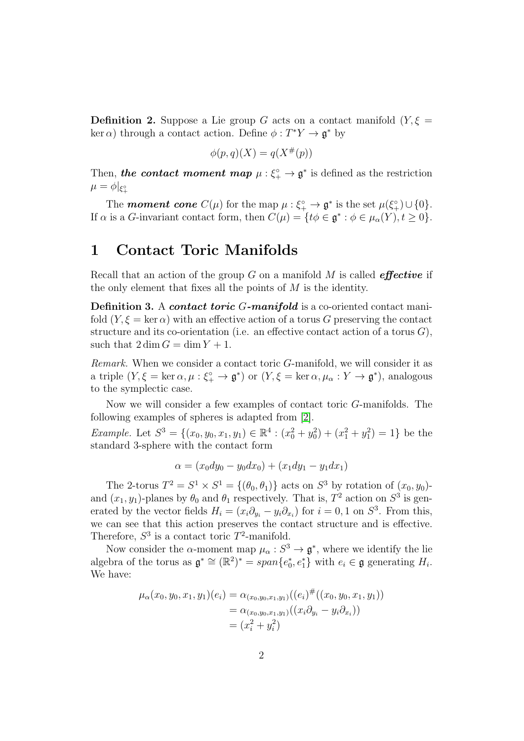**Definition 2.** Suppose a Lie group $G$ acts on a contact manifold $(Y, \xi = \ker \alpha)$ through a contact action. Define $\phi : T^*Y \to \mathfrak{g}^*$ by

$$\phi(p, q)(X) = q(X^{\#}(p))$$

Then, ***the contact moment map*** $\mu : \xi_+^\circ \to \mathfrak{g}^*$ is defined as the restriction $\mu = \phi|_{\xi_+^\circ}$

The ***moment cone*** $C(\mu)$ for the map $\mu : \xi_+^\circ \to \mathfrak{g}^*$ is the set $\mu(\xi_+^\circ) \cup \{0\}$. If $\alpha$ is a $G$-invariant contact form, then $C(\mu) = \{t\phi \in \mathfrak{g}^* : \phi \in \mu_\alpha(Y), t \geq 0\}$.

# 1 Contact Toric Manifolds

Recall that an action of the group $G$ on a manifold $M$ is called ***effective*** if the only element that fixes all the points of $M$ is the identity.

**Definition 3.** A ***contact toric*** $G$***-manifold*** is a co-oriented contact manifold $(Y, \xi = \ker \alpha)$ with an effective action of a torus $G$ preserving the contact structure and its co-orientation (i.e. an effective contact action of a torus $G$), such that $2 \dim G = \dim Y + 1$.

*Remark.* When we consider a contact toric $G$-manifold, we will consider it as a triple $(Y, \xi = \ker \alpha, \mu : \xi_+^\circ \to \mathfrak{g}^*)$ or $(Y, \xi = \ker \alpha, \mu_\alpha : Y \to \mathfrak{g}^*)$, analogous to the symplectic case.

Now we will consider a few examples of contact toric $G$-manifolds. The following examples of spheres is adapted from [2].

*Example.* Let $S^3 = \{(x_0, y_0, x_1, y_1) \in \mathbb{R}^4 : (x_0^2 + y_0^2) + (x_1^2 + y_1^2) = 1\}$ be the standard 3-sphere with the contact form

$$\alpha = (x_0 dy_0 - y_0 dx_0) + (x_1 dy_1 - y_1 dx_1)$$

The 2-torus $T^2 = S^1 \times S^1 = \{(\theta_0, \theta_1)\}$ acts on $S^3$ by rotation of $(x_0, y_0)$- and $(x_1, y_1)$-planes by $\theta_0$ and $\theta_1$ respectively. That is, $T^2$ action on $S^3$ is generated by the vector fields $H_i = (x_i \partial_{y_i} - y_i \partial_{x_i})$ for $i = 0, 1$ on $S^3$. From this, we can see that this action preserves the contact structure and is effective. Therefore, $S^3$ is a contact toric $T^2$-manifold.

Now consider the $\alpha$-moment map $\mu_\alpha : S^3 \to \mathfrak{g}^*$, where we identify the lie algebra of the torus as $\mathfrak{g}^* \cong (\mathbb{R}^2)^* = span\{e_0^*, e_1^*\}$ with $e_i \in \mathfrak{g}$ generating $H_i$. We have:

$$\begin{aligned}
\mu_\alpha(x_0, y_0, x_1, y_1)(e_i) &= \alpha_{(x_0,y_0,x_1,y_1)}((e_i)^{\#}((x_0, y_0, x_1, y_1)) \\
&= \alpha_{(x_0,y_0,x_1,y_1)}((x_i \partial_{y_i} - y_i \partial_{x_i})) \\
&= (x_i^2 + y_i^2)
\end{aligned}$$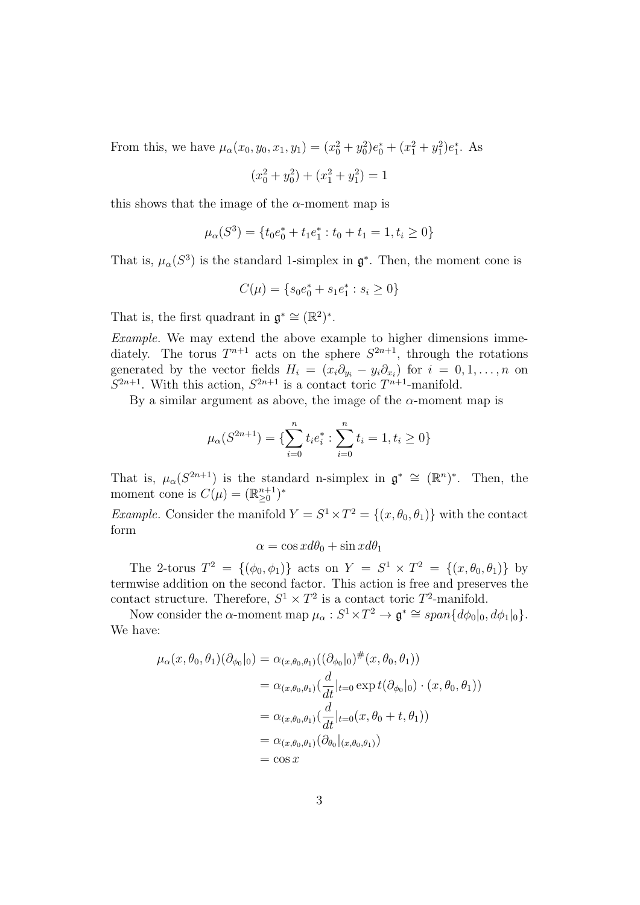From this, we have $\mu_\alpha(x_0, y_0, x_1, y_1) = (x_0^2 + y_0^2)e_0^* + (x_1^2 + y_1^2)e_1^*$. As

$$(x_0^2 + y_0^2) + (x_1^2 + y_1^2) = 1$$

this shows that the image of the $\alpha$-moment map is

$$\mu_\alpha(S^3) = \{t_0 e_0^* + t_1 e_1^* : t_0 + t_1 = 1, t_i \geq 0\}$$

That is, $\mu_\alpha(S^3)$ is the standard 1-simplex in $\mathfrak{g}^*$. Then, the moment cone is

$$C(\mu) = \{s_0 e_0^* + s_1 e_1^* : s_i \geq 0\}$$

That is, the first quadrant in $\mathfrak{g}^* \cong (\mathbb{R}^2)^*$.

*Example.* We may extend the above example to higher dimensions immediately. The torus $T^{n+1}$ acts on the sphere $S^{2n+1}$, through the rotations generated by the vector fields $H_i = (x_i\partial_{y_i} - y_i\partial_{x_i})$ for $i = 0, 1, \ldots, n$ on $S^{2n+1}$. With this action, $S^{2n+1}$ is a contact toric $T^{n+1}$-manifold.

By a similar argument as above, the image of the $\alpha$-moment map is

$$\mu_\alpha(S^{2n+1}) = \{\sum_{i=0}^{n} t_i e_i^* : \sum_{i=0}^{n} t_i = 1, t_i \geq 0\}$$

That is, $\mu_\alpha(S^{2n+1})$ is the standard n-simplex in $\mathfrak{g}^* \cong (\mathbb{R}^n)^*$. Then, the moment cone is $C(\mu) = (\mathbb{R}^{n+1}_{\geq 0})^*$

*Example.* Consider the manifold $Y = S^1 \times T^2 = \{(x, \theta_0, \theta_1)\}$ with the contact form

$$\alpha = \cos x d\theta_0 + \sin x d\theta_1$$

The 2-torus $T^2 = \{(\phi_0, \phi_1)\}$ acts on $Y = S^1 \times T^2 = \{(x, \theta_0, \theta_1)\}$ by termwise addition on the second factor. This action is free and preserves the contact structure. Therefore, $S^1 \times T^2$ is a contact toric $T^2$-manifold.

Now consider the $\alpha$-moment map $\mu_\alpha : S^1 \times T^2 \to \mathfrak{g}^* \cong span\{d\phi_0|_0, d\phi_1|_0\}$. We have:

$$\begin{aligned}
\mu_\alpha(x, \theta_0, \theta_1)(\partial_{\phi_0}|_0) &= \alpha_{(x,\theta_0,\theta_1)}((\partial_{\phi_0}|_0)^\#(x, \theta_0, \theta_1)) \\
&= \alpha_{(x,\theta_0,\theta_1)}(\frac{d}{dt}|_{t=0} \exp t(\partial_{\phi_0}|_0) \cdot (x, \theta_0, \theta_1)) \\
&= \alpha_{(x,\theta_0,\theta_1)}(\frac{d}{dt}|_{t=0}(x, \theta_0 + t, \theta_1)) \\
&= \alpha_{(x,\theta_0,\theta_1)}(\partial_{\theta_0}|_{(x,\theta_0,\theta_1)}) \\
&= \cos x
\end{aligned}$$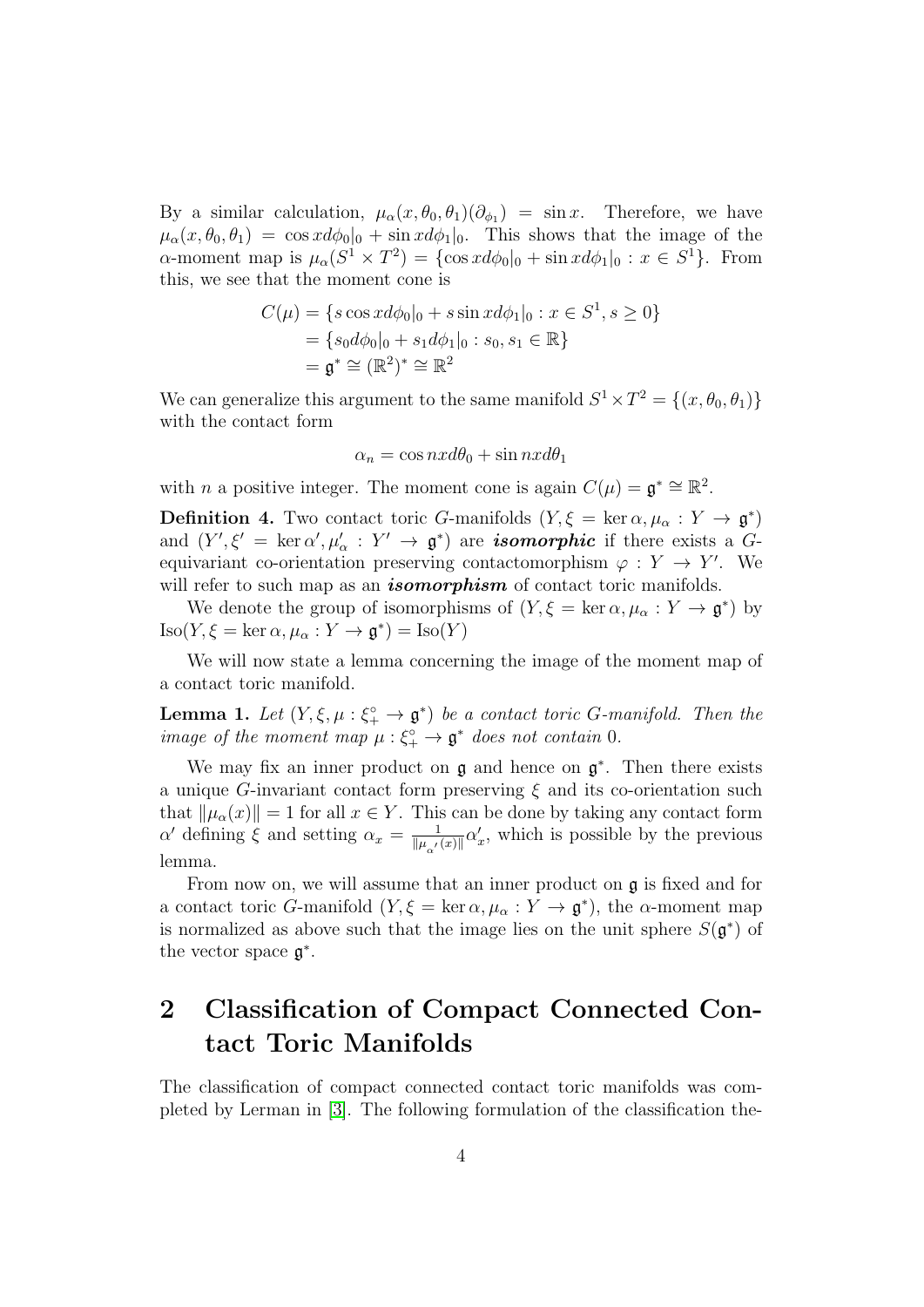By a similar calculation, $\mu_\alpha(x, \theta_0, \theta_1)(\partial_{\phi_1}) = \sin x$. Therefore, we have $\mu_\alpha(x, \theta_0, \theta_1) = \cos x d\phi_0|_0 + \sin x d\phi_1|_0$. This shows that the image of the $\alpha$-moment map is $\mu_\alpha(S^1 \times T^2) = \{\cos x d\phi_0|_0 + \sin x d\phi_1|_0 : x \in S^1\}$. From this, we see that the moment cone is

$$
\begin{aligned}
C(\mu) &= \{s \cos x d\phi_0|_0 + s \sin x d\phi_1|_0 : x \in S^1, s \geq 0\} \\
&= \{s_0 d\phi_0|_0 + s_1 d\phi_1|_0 : s_0, s_1 \in \mathbb{R}\} \\
&= \mathfrak{g}^* \cong (\mathbb{R}^2)^* \cong \mathbb{R}^2
\end{aligned}
$$

We can generalize this argument to the same manifold $S^1 \times T^2 = \{(x, \theta_0, \theta_1)\}$ with the contact form

$$
\alpha_n = \cos nx d\theta_0 + \sin nx d\theta_1
$$

with $n$ a positive integer. The moment cone is again $C(\mu) = \mathfrak{g}^* \cong \mathbb{R}^2$.

**Definition 4.** Two contact toric $G$-manifolds $(Y, \xi = \ker \alpha, \mu_\alpha : Y \to \mathfrak{g}^*)$ and $(Y', \xi' = \ker \alpha', \mu'_\alpha : Y' \to \mathfrak{g}^*)$ are ***isomorphic*** if there exists a $G$-equivariant co-orientation preserving contactomorphism $\varphi : Y \to Y'$. We will refer to such map as an ***isomorphism*** of contact toric manifolds.

We denote the group of isomorphisms of $(Y, \xi = \ker \alpha, \mu_\alpha : Y \to \mathfrak{g}^*)$ by $\text{Iso}(Y, \xi = \ker \alpha, \mu_\alpha : Y \to \mathfrak{g}^*) = \text{Iso}(Y)$

We will now state a lemma concerning the image of the moment map of a contact toric manifold.

**Lemma 1.** *Let $(Y, \xi, \mu : \xi_+^\circ \to \mathfrak{g}^*)$ be a contact toric $G$-manifold. Then the image of the moment map $\mu : \xi_+^\circ \to \mathfrak{g}^*$ does not contain $0$.*

We may fix an inner product on $\mathfrak{g}$ and hence on $\mathfrak{g}^*$. Then there exists a unique $G$-invariant contact form preserving $\xi$ and its co-orientation such that $\|\mu_\alpha(x)\| = 1$ for all $x \in Y$. This can be done by taking any contact form $\alpha'$ defining $\xi$ and setting $\alpha_x = \frac{1}{\|\mu_{\alpha'}(x)\|}\alpha'_x$, which is possible by the previous lemma.

From now on, we will assume that an inner product on $\mathfrak{g}$ is fixed and for a contact toric $G$-manifold $(Y, \xi = \ker \alpha, \mu_\alpha : Y \to \mathfrak{g}^*)$, the $\alpha$-moment map is normalized as above such that the image lies on the unit sphere $S(\mathfrak{g}^*)$ of the vector space $\mathfrak{g}^*$.

# 2 Classification of Compact Connected Contact Toric Manifolds

The classification of compact connected contact toric manifolds was completed by Lerman in [3]. The following formulation of the classification the-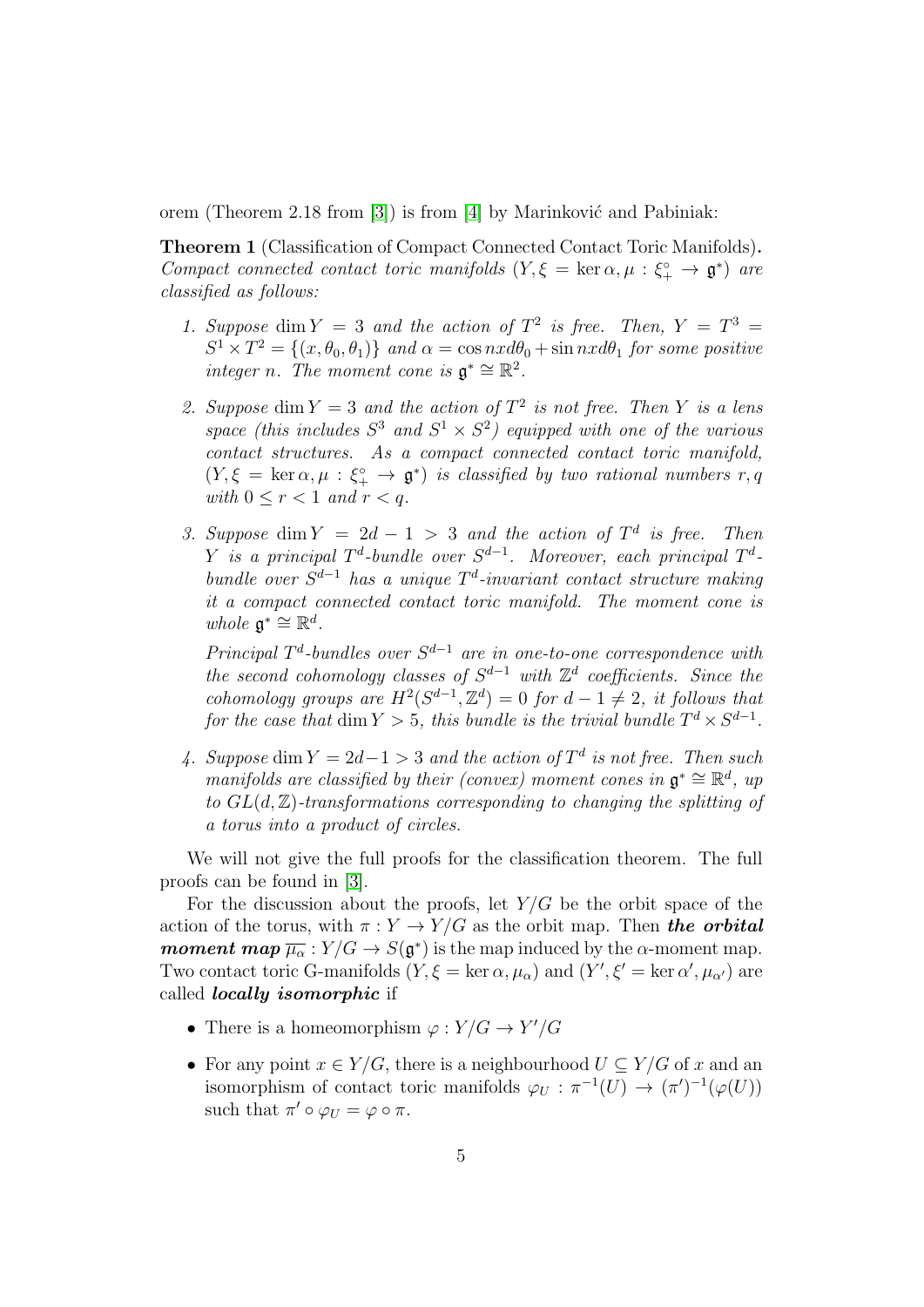orem (Theorem 2.18 from [3]) is from [4] by Marinković and Pabiniak:

**Theorem 1** (Classification of Compact Connected Contact Toric Manifolds)**.** *Compact connected contact toric manifolds $(Y, \xi = \ker \alpha, \mu : \xi_+^\circ \to \mathfrak{g}^*)$ are classified as follows:*

1. *Suppose $\dim Y = 3$ and the action of $T^2$ is free. Then, $Y = T^3 = S^1 \times T^2 = \{(x, \theta_0, \theta_1)\}$ and $\alpha = \cos nx d\theta_0 + \sin nx d\theta_1$ for some positive integer $n$. The moment cone is $\mathfrak{g}^* \cong \mathbb{R}^2$.*

2. *Suppose $\dim Y = 3$ and the action of $T^2$ is not free. Then $Y$ is a lens space (this includes $S^3$ and $S^1 \times S^2$) equipped with one of the various contact structures. As a compact connected contact toric manifold, $(Y, \xi = \ker \alpha, \mu : \xi_+^\circ \to \mathfrak{g}^*)$ is classified by two rational numbers $r, q$ with $0 \leq r < 1$ and $r < q$.*

3. *Suppose $\dim Y = 2d - 1 > 3$ and the action of $T^d$ is free. Then $Y$ is a principal $T^d$-bundle over $S^{d-1}$. Moreover, each principal $T^d$-bundle over $S^{d-1}$ has a unique $T^d$-invariant contact structure making it a compact connected contact toric manifold. The moment cone is whole $\mathfrak{g}^* \cong \mathbb{R}^d$.*

   *Principal $T^d$-bundles over $S^{d-1}$ are in one-to-one correspondence with the second cohomology classes of $S^{d-1}$ with $\mathbb{Z}^d$ coefficients. Since the cohomology groups are $H^2(S^{d-1}, \mathbb{Z}^d) = 0$ for $d - 1 \neq 2$, it follows that for the case that $\dim Y > 5$, this bundle is the trivial bundle $T^d \times S^{d-1}$.*

4. *Suppose $\dim Y = 2d - 1 > 3$ and the action of $T^d$ is not free. Then such manifolds are classified by their (convex) moment cones in $\mathfrak{g}^* \cong \mathbb{R}^d$, up to $GL(d, \mathbb{Z})$-transformations corresponding to changing the splitting of a torus into a product of circles.*

We will not give the full proofs for the classification theorem. The full proofs can be found in [3].

For the discussion about the proofs, let $Y/G$ be the orbit space of the action of the torus, with $\pi : Y \to Y/G$ as the orbit map. Then ***the orbital moment map*** $\overline{\mu_\alpha} : Y/G \to S(\mathfrak{g}^*)$ is the map induced by the $\alpha$-moment map. Two contact toric G-manifolds $(Y, \xi = \ker \alpha, \mu_\alpha)$ and $(Y', \xi' = \ker \alpha', \mu_{\alpha'})$ are called ***locally isomorphic*** if

- There is a homeomorphism $\varphi : Y/G \to Y'/G$
- For any point $x \in Y/G$, there is a neighbourhood $U \subseteq Y/G$ of $x$ and an isomorphism of contact toric manifolds $\varphi_U : \pi^{-1}(U) \to (\pi')^{-1}(\varphi(U))$ such that $\pi' \circ \varphi_U = \varphi \circ \pi$.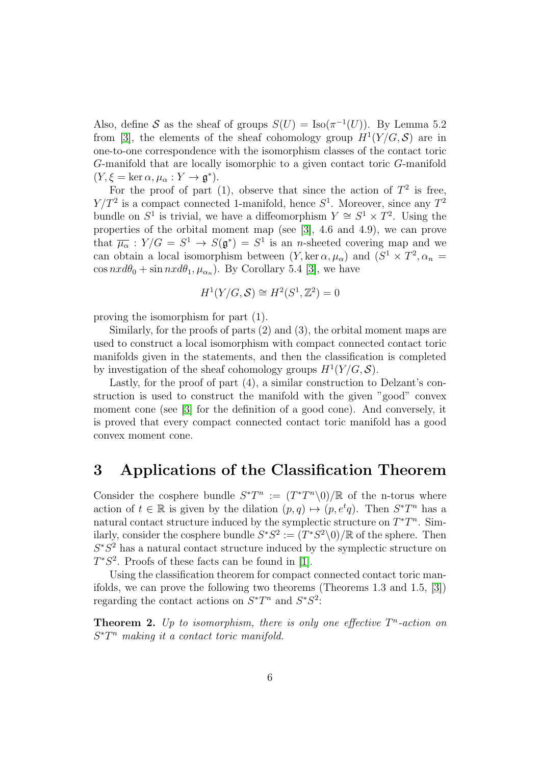Also, define $\mathcal{S}$ as the sheaf of groups $S(U) = \mathrm{Iso}(\pi^{-1}(U))$. By Lemma 5.2 from [3], the elements of the sheaf cohomology group $H^1(Y/G, \mathcal{S})$ are in one-to-one correspondence with the isomorphism classes of the contact toric $G$-manifold that are locally isomorphic to a given contact toric $G$-manifold $(Y, \xi = \ker \alpha, \mu_\alpha : Y \to \mathfrak{g}^*)$.

For the proof of part (1), observe that since the action of $T^2$ is free, $Y/T^2$ is a compact connected 1-manifold, hence $S^1$. Moreover, since any $T^2$ bundle on $S^1$ is trivial, we have a diffeomorphism $Y \cong S^1 \times T^2$. Using the properties of the orbital moment map (see [3], 4.6 and 4.9), we can prove that $\overline{\mu_\alpha} : Y/G = S^1 \to S(\mathfrak{g}^*) = S^1$ is an $n$-sheeted covering map and we can obtain a local isomorphism between $(Y, \ker \alpha, \mu_\alpha)$ and $(S^1 \times T^2, \alpha_n = \cos nx d\theta_0 + \sin nx d\theta_1, \mu_{\alpha_n})$. By Corollary 5.4 [3], we have

$$H^1(Y/G, \mathcal{S}) \cong H^2(S^1, \mathbb{Z}^2) = 0$$

proving the isomorphism for part (1).

Similarly, for the proofs of parts (2) and (3), the orbital moment maps are used to construct a local isomorphism with compact connected contact toric manifolds given in the statements, and then the classification is completed by investigation of the sheaf cohomology groups $H^1(Y/G, \mathcal{S})$.

Lastly, for the proof of part (4), a similar construction to Delzant's construction is used to construct the manifold with the given "good" convex moment cone (see [3] for the definition of a good cone). And conversely, it is proved that every compact connected contact toric manifold has a good convex moment cone.

# 3 Applications of the Classification Theorem

Consider the cosphere bundle $S^*T^n := (T^*T^n \backslash 0)/\mathbb{R}$ of the n-torus where action of $t \in \mathbb{R}$ is given by the dilation $(p, q) \mapsto (p, e^t q)$. Then $S^*T^n$ has a natural contact structure induced by the symplectic structure on $T^*T^n$. Similarly, consider the cosphere bundle $S^*S^2 := (T^*S^2 \backslash 0)/\mathbb{R}$ of the sphere. Then $S^*S^2$ has a natural contact structure induced by the symplectic structure on $T^*S^2$. Proofs of these facts can be found in [1].

Using the classification theorem for compact connected contact toric manifolds, we can prove the following two theorems (Theorems 1.3 and 1.5, [3]) regarding the contact actions on $S^*T^n$ and $S^*S^2$:

**Theorem 2.** *Up to isomorphism, there is only one effective $T^n$-action on $S^*T^n$ making it a contact toric manifold.*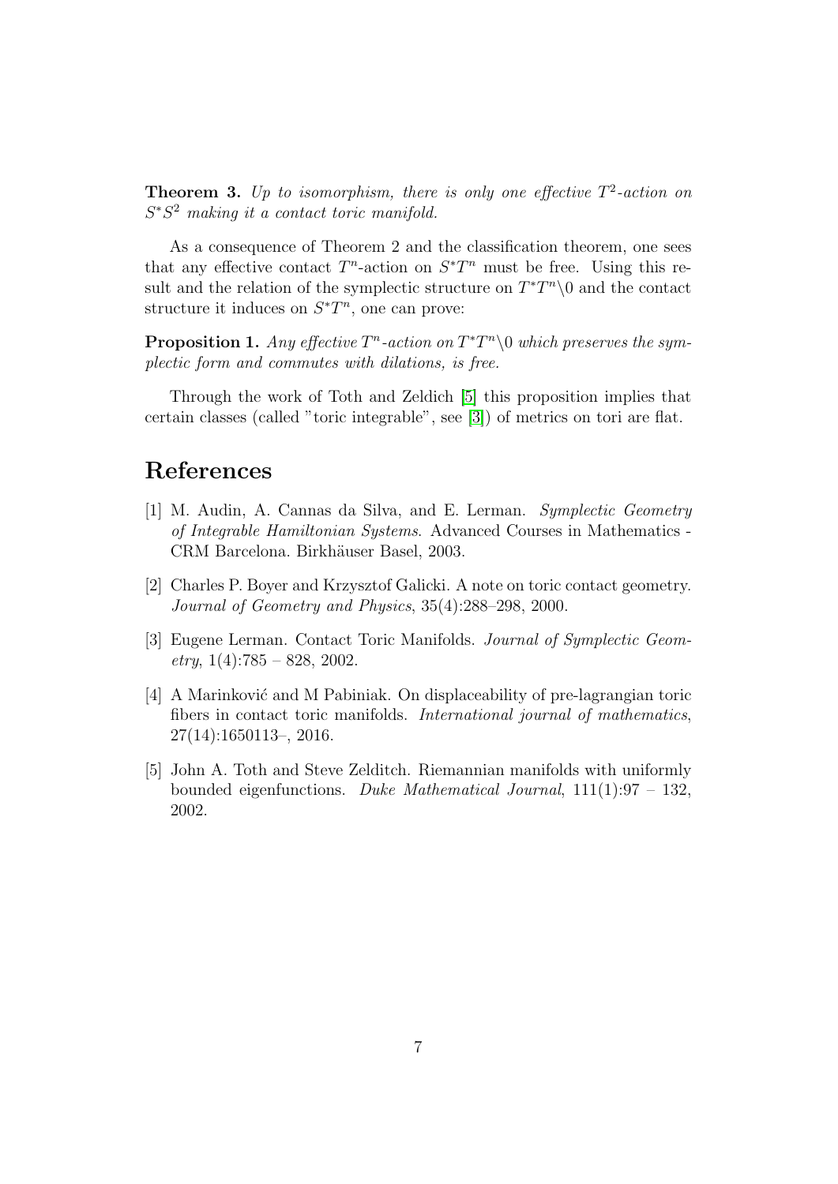**Theorem 3.** *Up to isomorphism, there is only one effective $T^2$-action on $S^*S^2$ making it a contact toric manifold.*

As a consequence of Theorem 2 and the classification theorem, one sees that any effective contact $T^n$-action on $S^*T^n$ must be free. Using this result and the relation of the symplectic structure on $T^*T^n\backslash 0$ and the contact structure it induces on $S^*T^n$, one can prove:

**Proposition 1.** *Any effective $T^n$-action on $T^*T^n\backslash 0$ which preserves the symplectic form and commutes with dilations, is free.*

Through the work of Toth and Zeldich [5] this proposition implies that certain classes (called "toric integrable", see [3]) of metrics on tori are flat.

# References

[1] M. Audin, A. Cannas da Silva, and E. Lerman. *Symplectic Geometry of Integrable Hamiltonian Systems*. Advanced Courses in Mathematics - CRM Barcelona. Birkhäuser Basel, 2003.

[2] Charles P. Boyer and Krzysztof Galicki. A note on toric contact geometry. *Journal of Geometry and Physics*, 35(4):288–298, 2000.

[3] Eugene Lerman. Contact Toric Manifolds. *Journal of Symplectic Geometry*, 1(4):785 – 828, 2002.

[4] A Marinković and M Pabiniak. On displaceability of pre-lagrangian toric fibers in contact toric manifolds. *International journal of mathematics*, 27(14):1650113–, 2016.

[5] John A. Toth and Steve Zelditch. Riemannian manifolds with uniformly bounded eigenfunctions. *Duke Mathematical Journal*, 111(1):97 – 132, 2002.